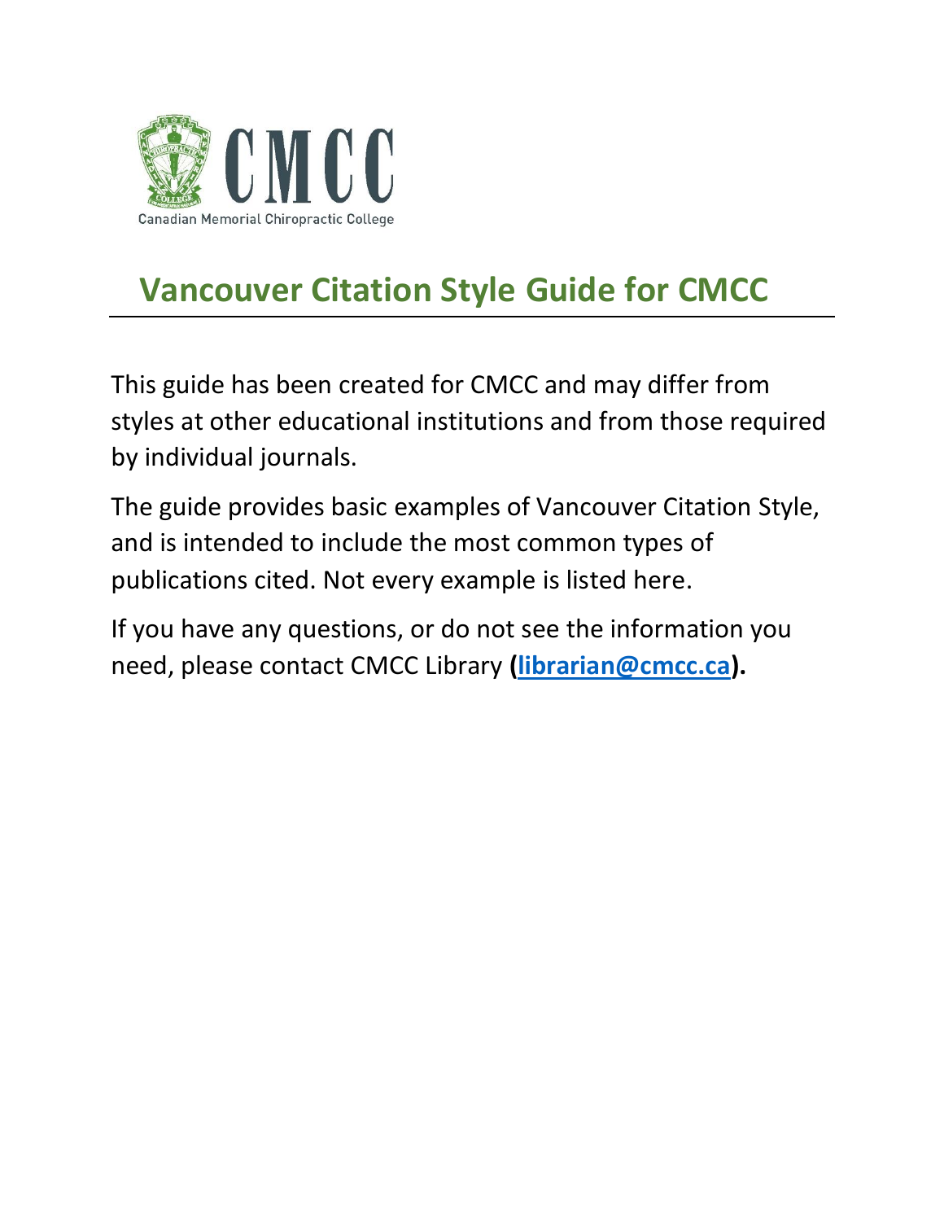# Vancouver Citation Style Guide for CMCC

This guide has been created for CMCC and may differ from styles at other educational institutions and from those required by individual journals.

The guide provides basic examples of Vancouver Citation Style, and is intended to include the most common types of publications cited. Not every example is listed here.

If you have any questions, or do not see the information you need, please contact CMCC Library **([librarian@cmcc.ca](mailto:librarian@cmcc.ca)).**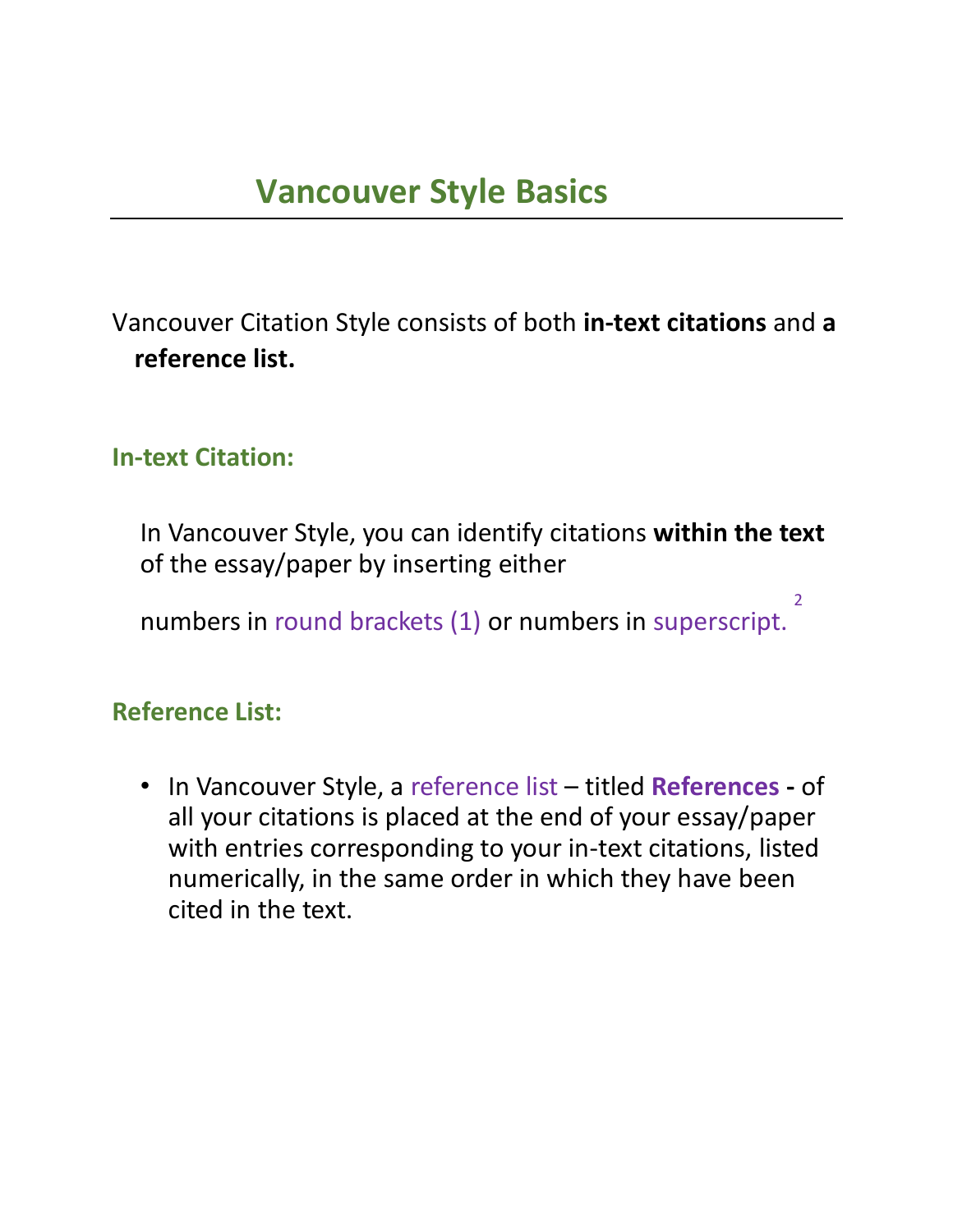# Vancouver Style Basics

Vancouver Citation Style consists of both **in-text citations** and **a reference list.**

## In-text Citation:

In Vancouver Style, you can identify citations **within the text** of the essay/paper by inserting either

numbers in round brackets (1) or numbers in superscript.[2]

## Reference List:

- In Vancouver Style, a reference list – titled **References -** of all your citations is placed at the end of your essay/paper with entries corresponding to your in-text citations, listed numerically, in the same order in which they have been cited in the text.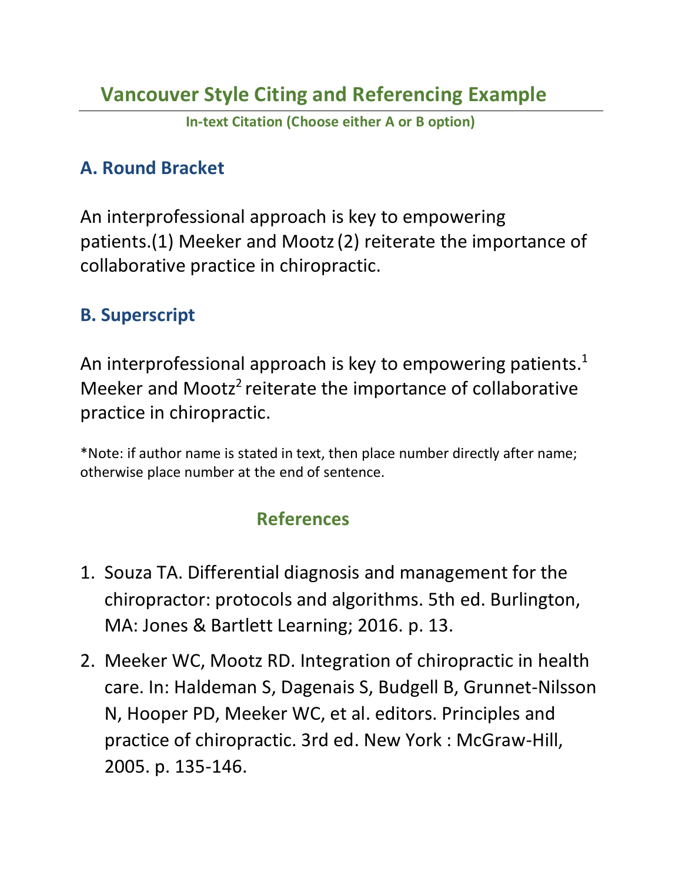# Vancouver Style Citing and Referencing Example

**In-text Citation (Choose either A or B option)**

## A. Round Bracket

An interprofessional approach is key to empowering patients.(1) Meeker and Mootz (2) reiterate the importance of collaborative practice in chiropractic.

## B. Superscript

An interprofessional approach is key to empowering patients.[1] Meeker and Mootz[2] reiterate the importance of collaborative practice in chiropractic.

*Note: if author name is stated in text, then place number directly after name; otherwise place number at the end of sentence.

## References

1. Souza TA. Differential diagnosis and management for the chiropractor: protocols and algorithms. 5th ed. Burlington, MA: Jones & Bartlett Learning; 2016. p. 13.
2. Meeker WC, Mootz RD. Integration of chiropractic in health care. In: Haldeman S, Dagenais S, Budgell B, Grunnet-Nilsson N, Hooper PD, Meeker WC, et al. editors. Principles and practice of chiropractic. 3rd ed. New York : McGraw-Hill, 2005. p. 135-146.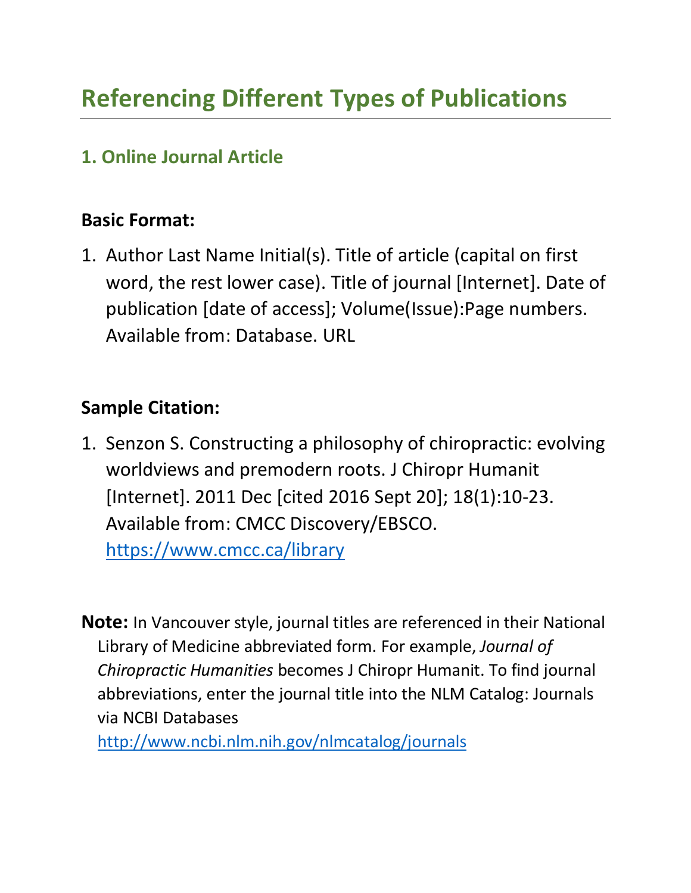# Referencing Different Types of Publications

## 1. Online Journal Article

**Basic Format:**

1. Author Last Name Initial(s). Title of article (capital on first word, the rest lower case). Title of journal [Internet]. Date of publication [date of access]; Volume(Issue):Page numbers. Available from: Database. URL

**Sample Citation:**

1. Senzon S. Constructing a philosophy of chiropractic: evolving worldviews and premodern roots. J Chiropr Humanit [Internet]. 2011 Dec [cited 2016 Sept 20]; 18(1):10-23. Available from: CMCC Discovery/EBSCO. https://www.cmcc.ca/library

**Note:** In Vancouver style, journal titles are referenced in their National Library of Medicine abbreviated form. For example, *Journal of Chiropractic Humanities* becomes J Chiropr Humanit. To find journal abbreviations, enter the journal title into the NLM Catalog: Journals via NCBI Databases http://www.ncbi.nlm.nih.gov/nlmcatalog/journals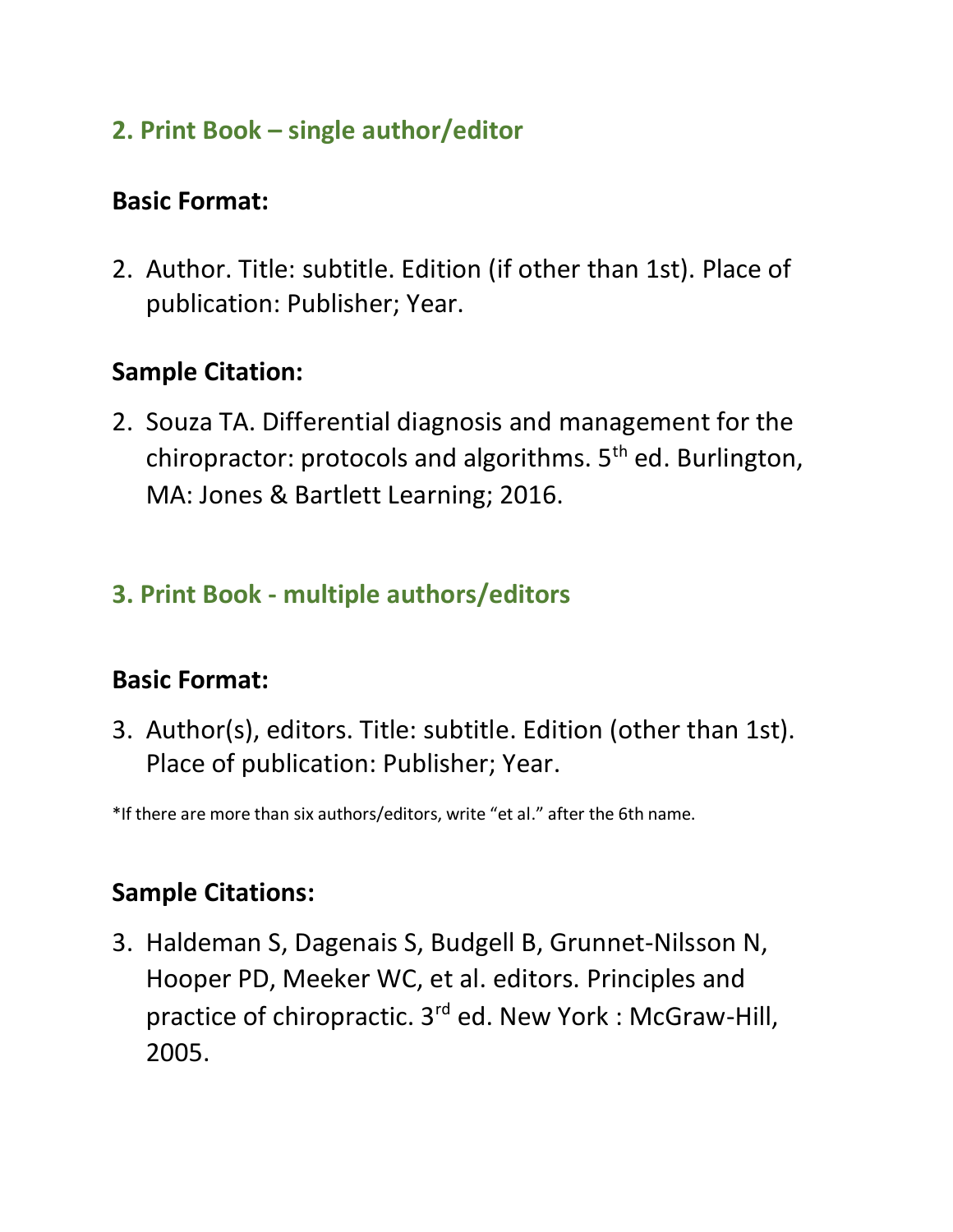## 2. Print Book – single author/editor

### Basic Format:

2. Author. Title: subtitle. Edition (if other than 1st). Place of publication: Publisher; Year.

### Sample Citation:

2. Souza TA. Differential diagnosis and management for the chiropractor: protocols and algorithms. 5th ed. Burlington, MA: Jones & Bartlett Learning; 2016.

## 3. Print Book - multiple authors/editors

### Basic Format:

3. Author(s), editors. Title: subtitle. Edition (other than 1st). Place of publication: Publisher; Year.

*If there are more than six authors/editors, write "et al." after the 6th name.

### Sample Citations:

3. Haldeman S, Dagenais S, Budgell B, Grunnet-Nilsson N, Hooper PD, Meeker WC, et al. editors. Principles and practice of chiropractic. 3rd ed. New York : McGraw-Hill, 2005.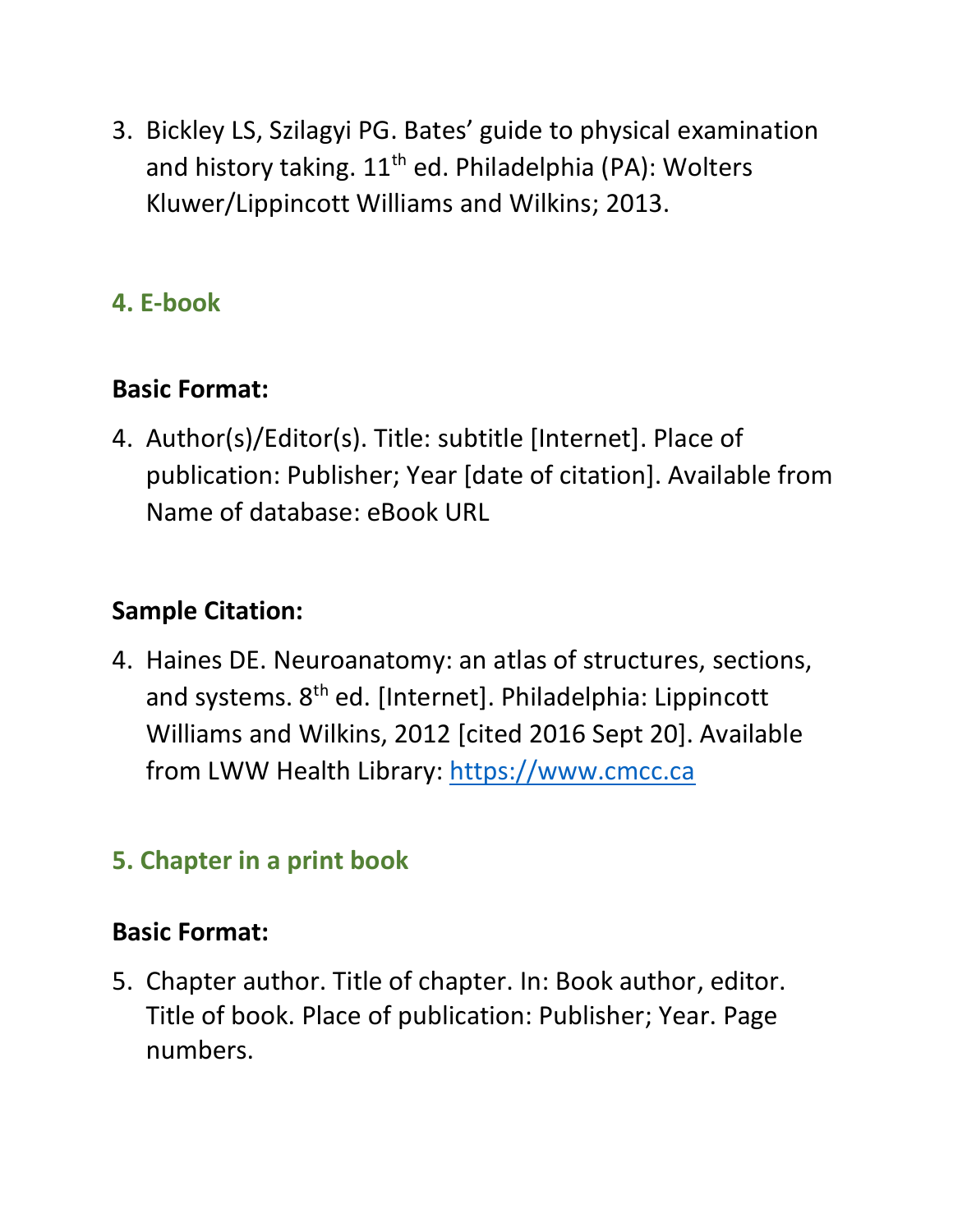3. Bickley LS, Szilagyi PG. Bates' guide to physical examination and history taking. 11th ed. Philadelphia (PA): Wolters Kluwer/Lippincott Williams and Wilkins; 2013.

### 4. E-book

**Basic Format:**

4. Author(s)/Editor(s). Title: subtitle [Internet]. Place of publication: Publisher; Year [date of citation]. Available from Name of database: eBook URL

**Sample Citation:**

4. Haines DE. Neuroanatomy: an atlas of structures, sections, and systems. 8th ed. [Internet]. Philadelphia: Lippincott Williams and Wilkins, 2012 [cited 2016 Sept 20]. Available from LWW Health Library: https://www.cmcc.ca

### 5. Chapter in a print book

**Basic Format:**

5. Chapter author. Title of chapter. In: Book author, editor. Title of book. Place of publication: Publisher; Year. Page numbers.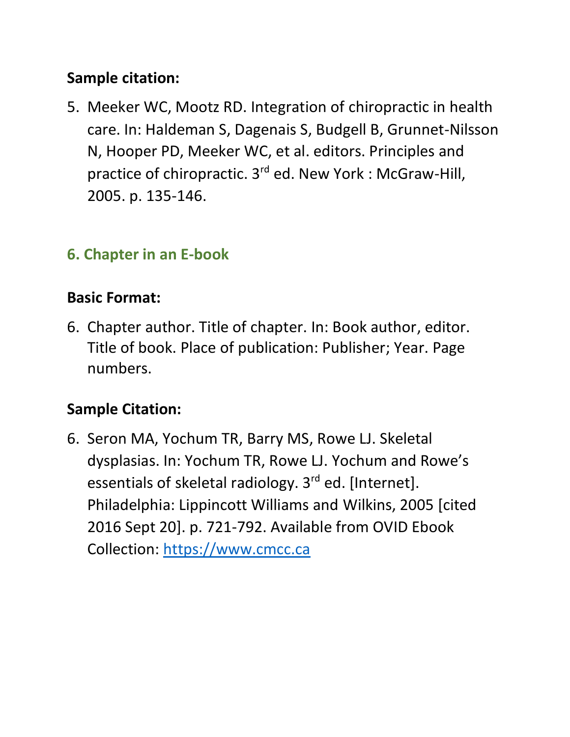**Sample citation:**

5. Meeker WC, Mootz RD. Integration of chiropractic in health care. In: Haldeman S, Dagenais S, Budgell B, Grunnet-Nilsson N, Hooper PD, Meeker WC, et al. editors. Principles and practice of chiropractic. 3rd ed. New York : McGraw-Hill, 2005. p. 135-146.

## 6. Chapter in an E-book

**Basic Format:**

6. Chapter author. Title of chapter. In: Book author, editor. Title of book. Place of publication: Publisher; Year. Page numbers.

**Sample Citation:**

6. Seron MA, Yochum TR, Barry MS, Rowe LJ. Skeletal dysplasias. In: Yochum TR, Rowe LJ. Yochum and Rowe's essentials of skeletal radiology. 3rd ed. [Internet]. Philadelphia: Lippincott Williams and Wilkins, 2005 [cited 2016 Sept 20]. p. 721-792. Available from OVID Ebook Collection: https://www.cmcc.ca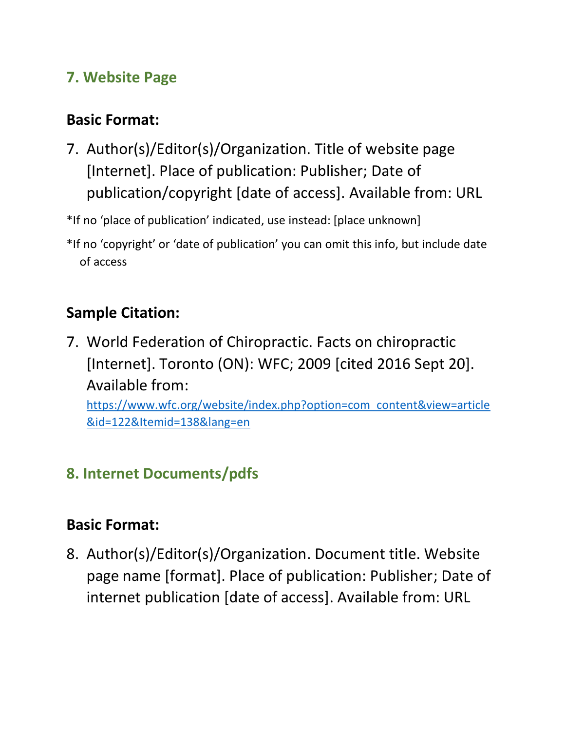## 7. Website Page

### Basic Format:

7. Author(s)/Editor(s)/Organization. Title of website page [Internet]. Place of publication: Publisher; Date of publication/copyright [date of access]. Available from: URL

*If no 'place of publication' indicated, use instead: [place unknown]

*If no 'copyright' or 'date of publication' you can omit this info, but include date of access

### Sample Citation:

7. World Federation of Chiropractic. Facts on chiropractic [Internet]. Toronto (ON): WFC; 2009 [cited 2016 Sept 20]. Available from: https://www.wfc.org/website/index.php?option=com_content&view=article&id=122&Itemid=138&lang=en

## 8. Internet Documents/pdfs

### Basic Format:

8. Author(s)/Editor(s)/Organization. Document title. Website page name [format]. Place of publication: Publisher; Date of internet publication [date of access]. Available from: URL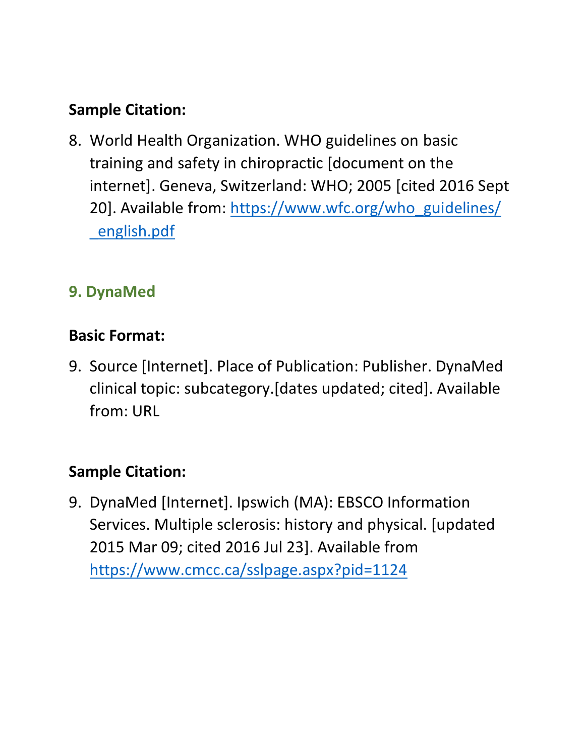**Sample Citation:**

8. World Health Organization. WHO guidelines on basic training and safety in chiropractic [document on the internet]. Geneva, Switzerland: WHO; 2005 [cited 2016 Sept 20]. Available from: https://www.wfc.org/who_guidelines/_english.pdf

### 9. DynaMed

**Basic Format:**

9. Source [Internet]. Place of Publication: Publisher. DynaMed clinical topic: subcategory.[dates updated; cited]. Available from: URL

**Sample Citation:**

9. DynaMed [Internet]. Ipswich (MA): EBSCO Information Services. Multiple sclerosis: history and physical. [updated 2015 Mar 09; cited 2016 Jul 23]. Available from https://www.cmcc.ca/sslpage.aspx?pid=1124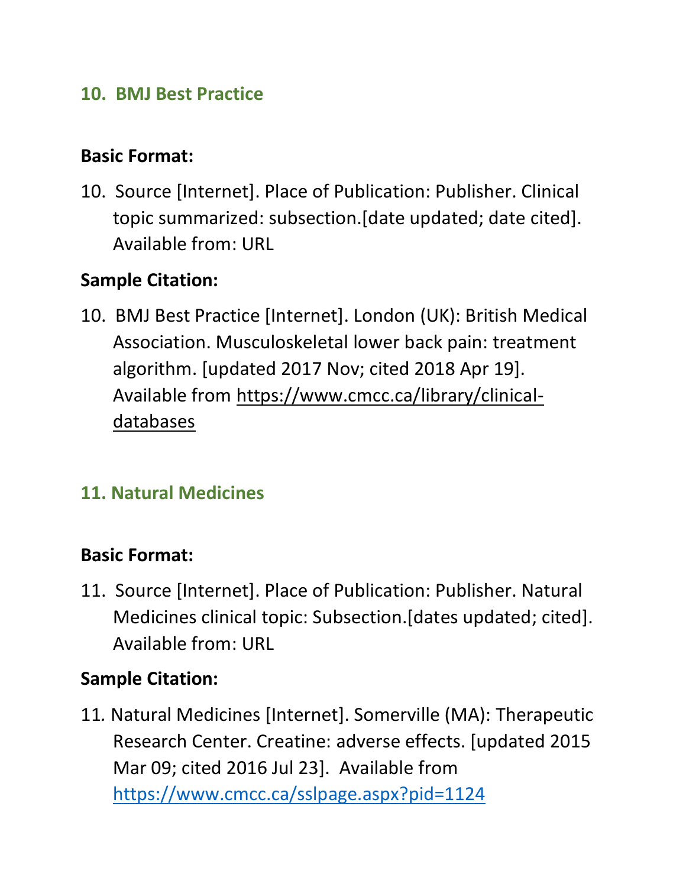## 10. BMJ Best Practice

**Basic Format:**

10. Source [Internet]. Place of Publication: Publisher. Clinical topic summarized: subsection.[date updated; date cited]. Available from: URL

**Sample Citation:**

10. BMJ Best Practice [Internet]. London (UK): British Medical Association. Musculoskeletal lower back pain: treatment algorithm. [updated 2017 Nov; cited 2018 Apr 19]. Available from https://www.cmcc.ca/library/clinical-databases

## 11. Natural Medicines

**Basic Format:**

11. Source [Internet]. Place of Publication: Publisher. Natural Medicines clinical topic: Subsection.[dates updated; cited]. Available from: URL

**Sample Citation:**

11. Natural Medicines [Internet]. Somerville (MA): Therapeutic Research Center. Creatine: adverse effects. [updated 2015 Mar 09; cited 2016 Jul 23]. Available from https://www.cmcc.ca/sslpage.aspx?pid=1124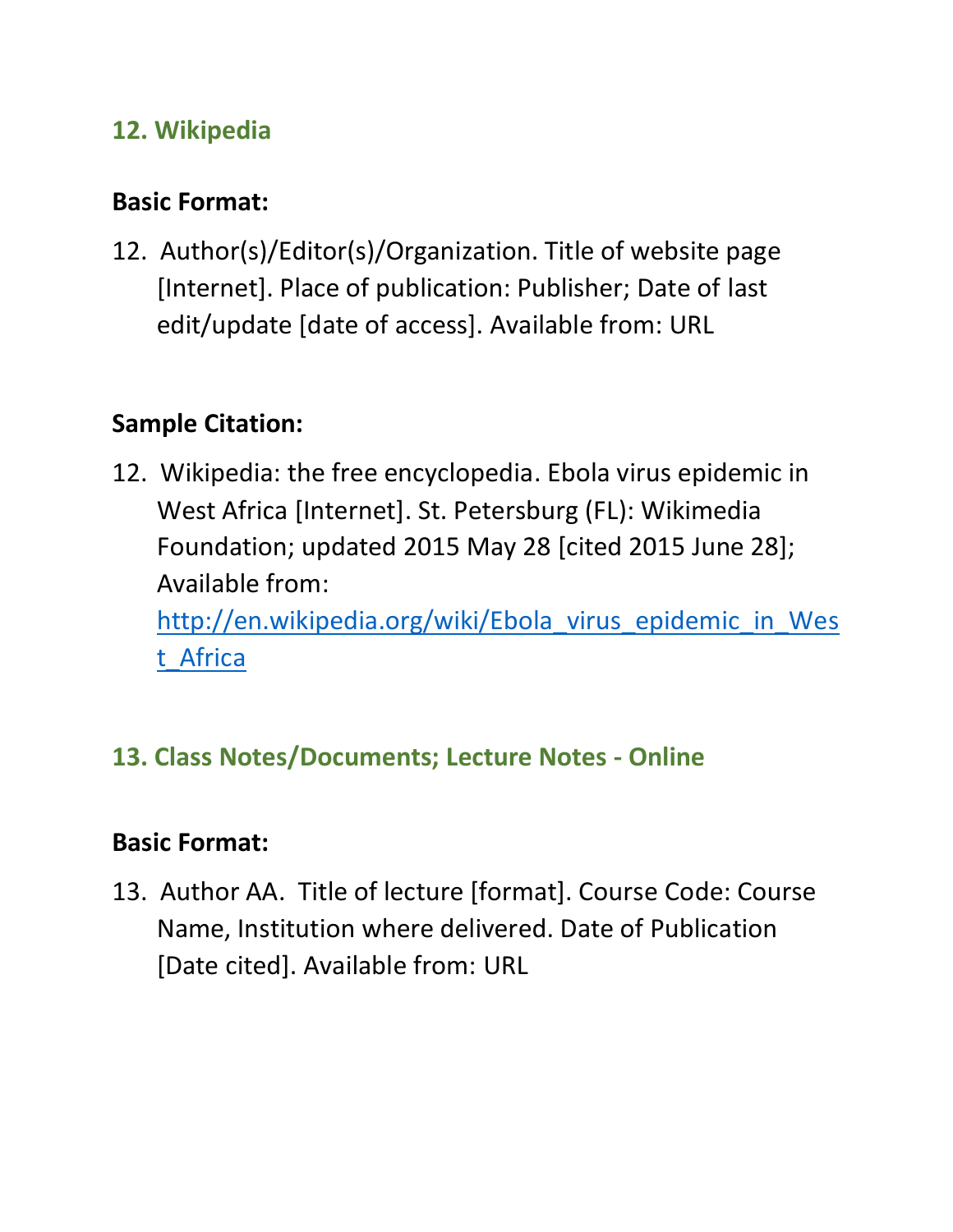## 12. Wikipedia

**Basic Format:**

12. Author(s)/Editor(s)/Organization. Title of website page [Internet]. Place of publication: Publisher; Date of last edit/update [date of access]. Available from: URL

**Sample Citation:**

12. Wikipedia: the free encyclopedia. Ebola virus epidemic in West Africa [Internet]. St. Petersburg (FL): Wikimedia Foundation; updated 2015 May 28 [cited 2015 June 28]; Available from: http://en.wikipedia.org/wiki/Ebola_virus_epidemic_in_West_Africa

## 13. Class Notes/Documents; Lecture Notes - Online

**Basic Format:**

13. Author AA. Title of lecture [format]. Course Code: Course Name, Institution where delivered. Date of Publication [Date cited]. Available from: URL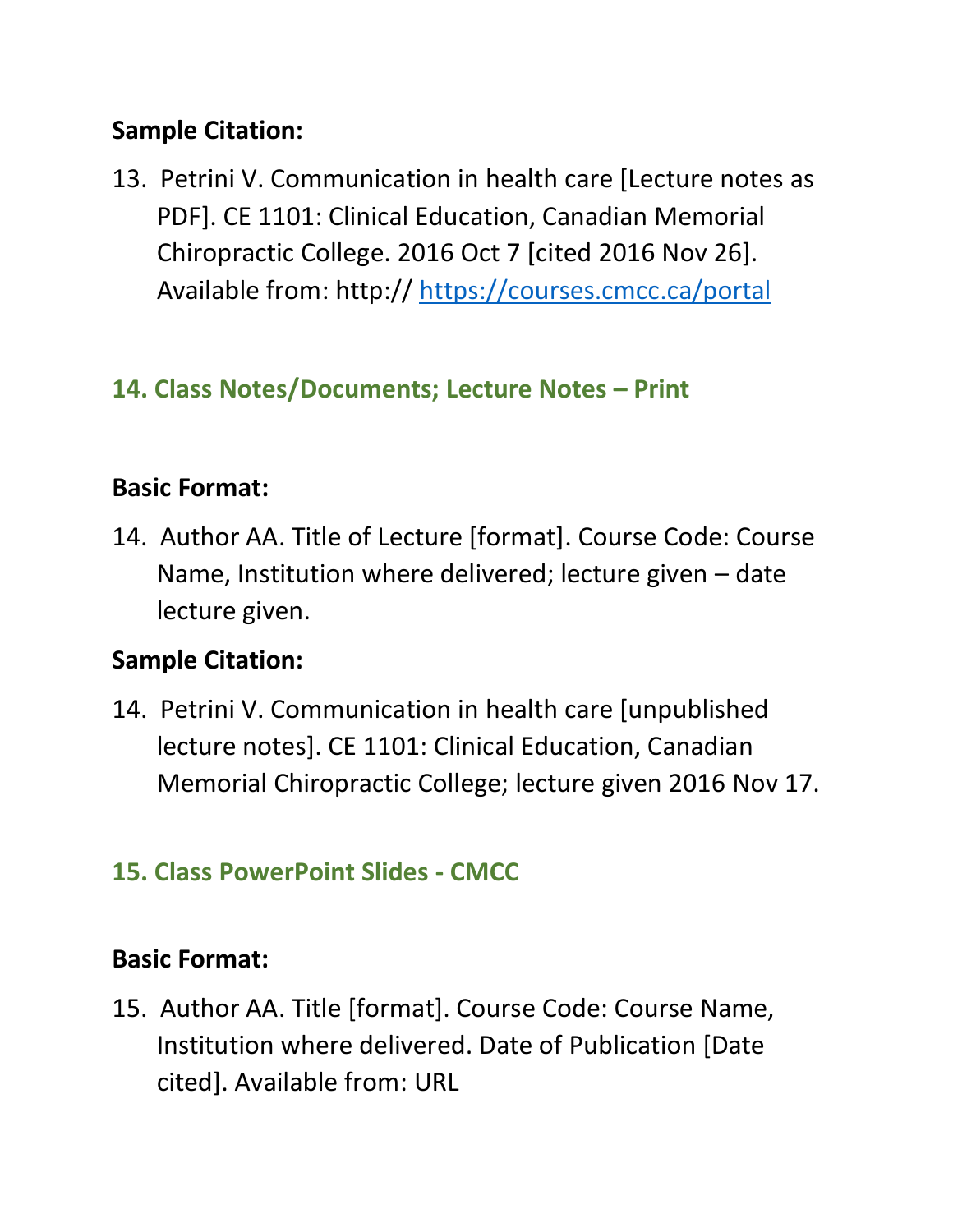**Sample Citation:**

13. Petrini V. Communication in health care [Lecture notes as PDF]. CE 1101: Clinical Education, Canadian Memorial Chiropractic College. 2016 Oct 7 [cited 2016 Nov 26]. Available from: http:// https://courses.cmcc.ca/portal

## 14. Class Notes/Documents; Lecture Notes – Print

**Basic Format:**

14. Author AA. Title of Lecture [format]. Course Code: Course Name, Institution where delivered; lecture given – date lecture given.

**Sample Citation:**

14. Petrini V. Communication in health care [unpublished lecture notes]. CE 1101: Clinical Education, Canadian Memorial Chiropractic College; lecture given 2016 Nov 17.

## 15. Class PowerPoint Slides - CMCC

**Basic Format:**

15. Author AA. Title [format]. Course Code: Course Name, Institution where delivered. Date of Publication [Date cited]. Available from: URL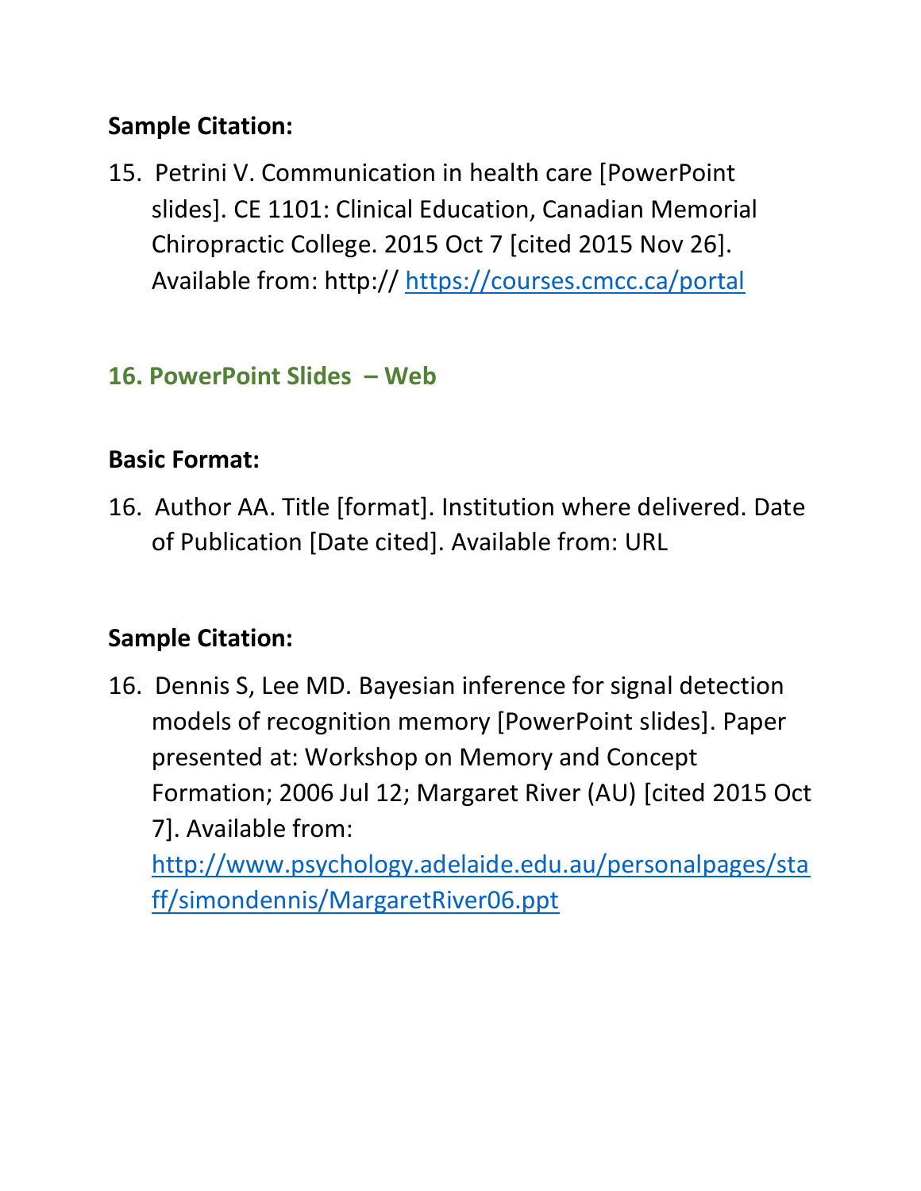**Sample Citation:**

15. Petrini V. Communication in health care [PowerPoint slides]. CE 1101: Clinical Education, Canadian Memorial Chiropractic College. 2015 Oct 7 [cited 2015 Nov 26]. Available from: http:// https://courses.cmcc.ca/portal

### 16. PowerPoint Slides – Web

**Basic Format:**

16. Author AA. Title [format]. Institution where delivered. Date of Publication [Date cited]. Available from: URL

**Sample Citation:**

16. Dennis S, Lee MD. Bayesian inference for signal detection models of recognition memory [PowerPoint slides]. Paper presented at: Workshop on Memory and Concept Formation; 2006 Jul 12; Margaret River (AU) [cited 2015 Oct 7]. Available from: http://www.psychology.adelaide.edu.au/personalpages/staff/simondennis/MargaretRiver06.ppt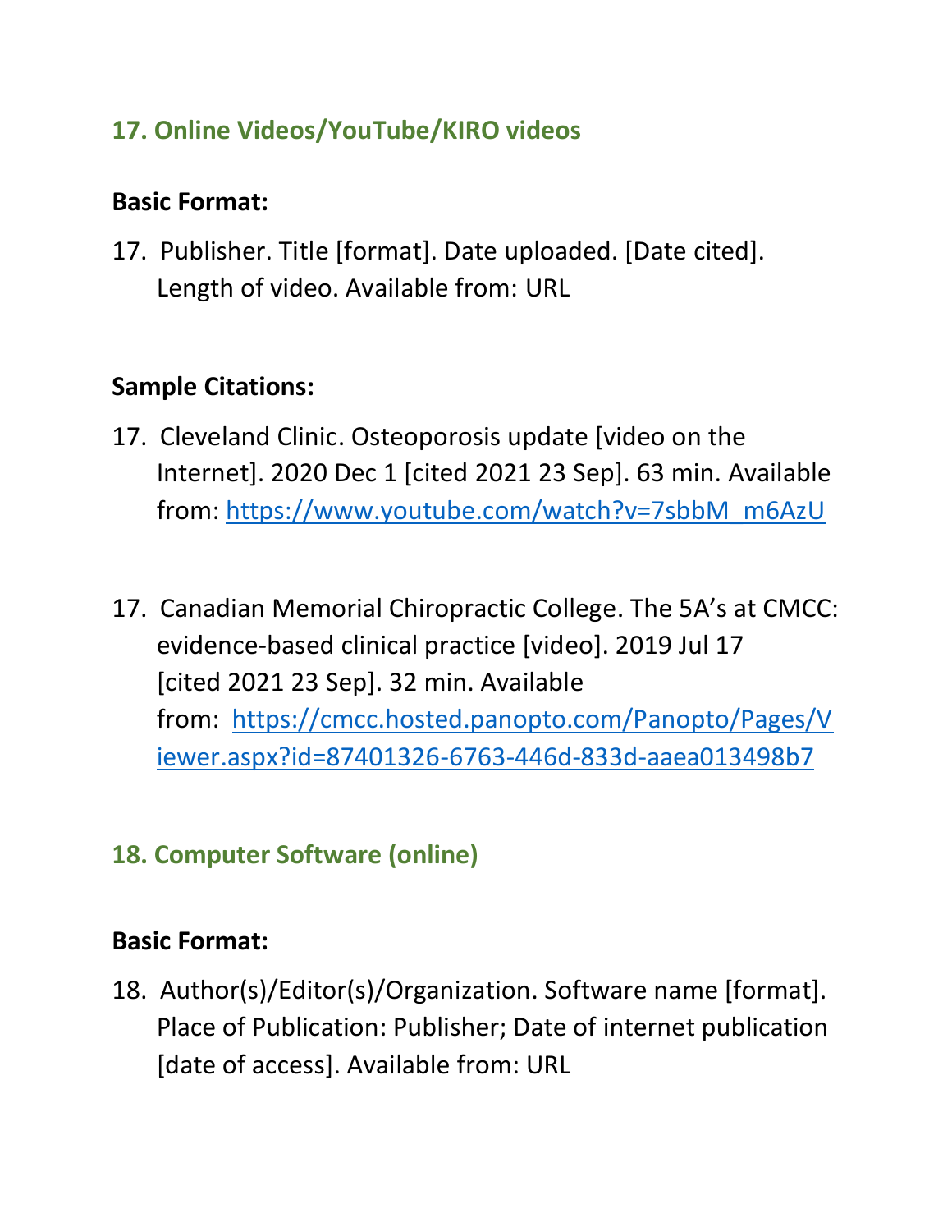## 17. Online Videos/YouTube/KIRO videos

**Basic Format:**

17. Publisher. Title [format]. Date uploaded. [Date cited]. Length of video. Available from: URL

**Sample Citations:**

17. Cleveland Clinic. Osteoporosis update [video on the Internet]. 2020 Dec 1 [cited 2021 23 Sep]. 63 min. Available from: https://www.youtube.com/watch?v=7sbbM_m6AzU

17. Canadian Memorial Chiropractic College. The 5A's at CMCC: evidence-based clinical practice [video]. 2019 Jul 17 [cited 2021 23 Sep]. 32 min. Available from: https://cmcc.hosted.panopto.com/Panopto/Pages/Viewer.aspx?id=87401326-6763-446d-833d-aaea013498b7

## 18. Computer Software (online)

**Basic Format:**

18. Author(s)/Editor(s)/Organization. Software name [format]. Place of Publication: Publisher; Date of internet publication [date of access]. Available from: URL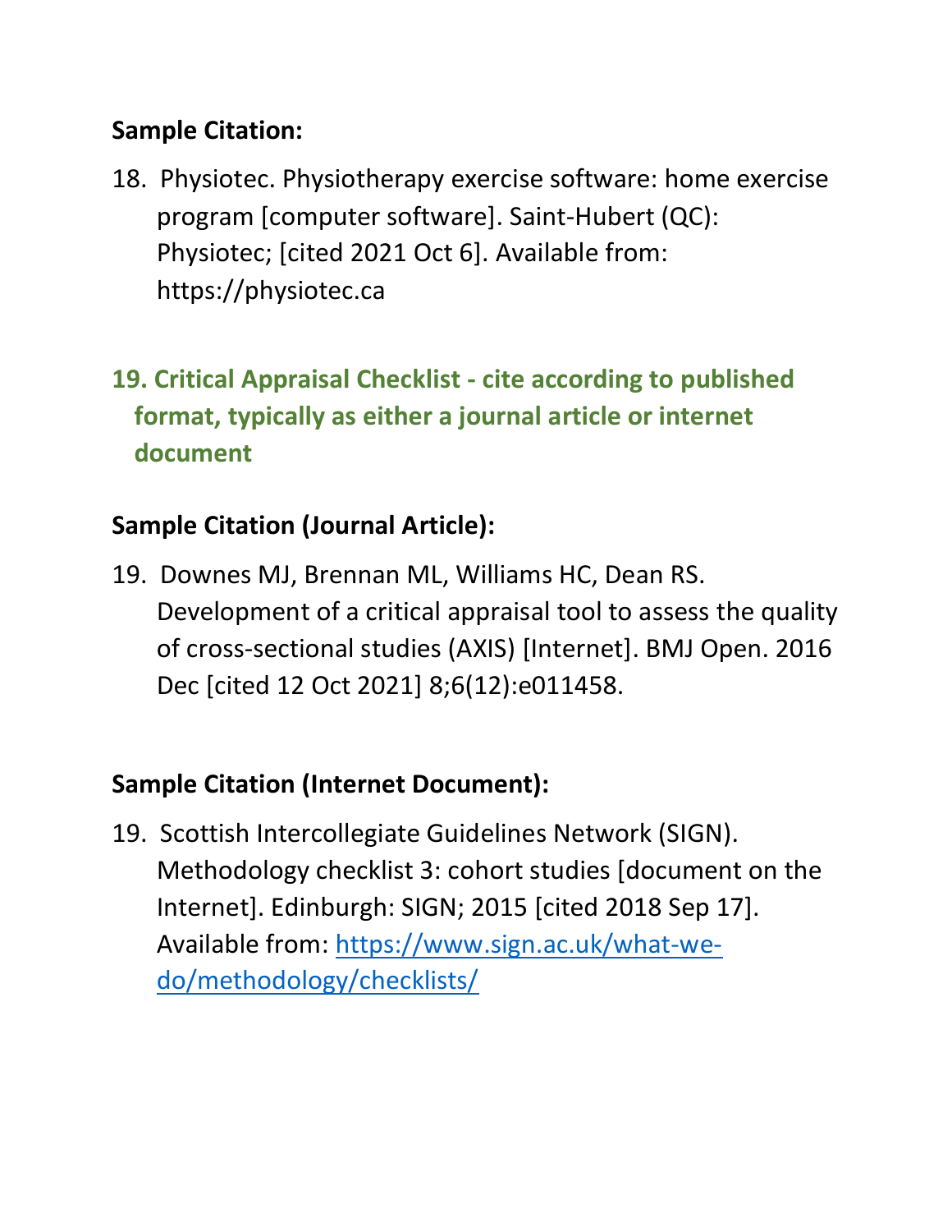**Sample Citation:**

18. Physiotec. Physiotherapy exercise software: home exercise program [computer software]. Saint-Hubert (QC): Physiotec; [cited 2021 Oct 6]. Available from: https://physiotec.ca

## 19. Critical Appraisal Checklist - cite according to published format, typically as either a journal article or internet document

**Sample Citation (Journal Article):**

19. Downes MJ, Brennan ML, Williams HC, Dean RS. Development of a critical appraisal tool to assess the quality of cross-sectional studies (AXIS) [Internet]. BMJ Open. 2016 Dec [cited 12 Oct 2021] 8;6(12):e011458.

**Sample Citation (Internet Document):**

19. Scottish Intercollegiate Guidelines Network (SIGN). Methodology checklist 3: cohort studies [document on the Internet]. Edinburgh: SIGN; 2015 [cited 2018 Sep 17]. Available from: [https://www.sign.ac.uk/what-we-do/methodology/checklists/](https://www.sign.ac.uk/what-we-do/methodology/checklists/)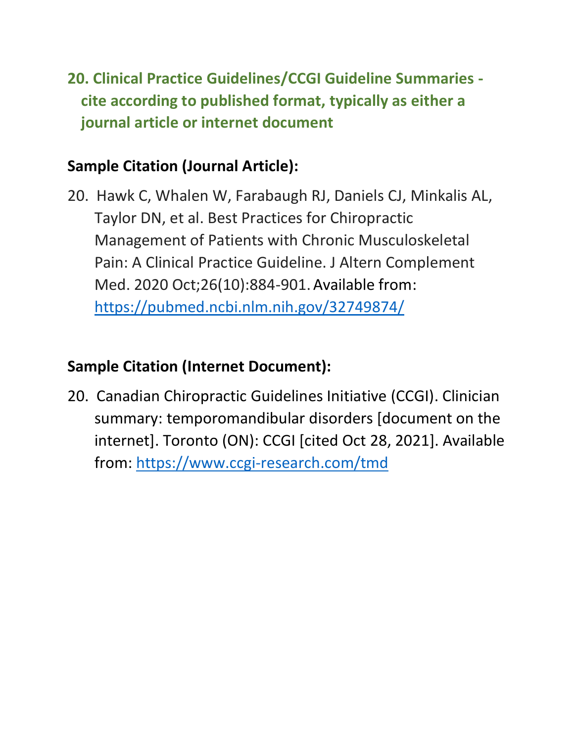## 20. Clinical Practice Guidelines/CCGI Guideline Summaries - cite according to published format, typically as either a journal article or internet document

### Sample Citation (Journal Article):

20. Hawk C, Whalen W, Farabaugh RJ, Daniels CJ, Minkalis AL, Taylor DN, et al. Best Practices for Chiropractic Management of Patients with Chronic Musculoskeletal Pain: A Clinical Practice Guideline. J Altern Complement Med. 2020 Oct;26(10):884-901. Available from: https://pubmed.ncbi.nlm.nih.gov/32749874/

### Sample Citation (Internet Document):

20. Canadian Chiropractic Guidelines Initiative (CCGI). Clinician summary: temporomandibular disorders [document on the internet]. Toronto (ON): CCGI [cited Oct 28, 2021]. Available from: https://www.ccgi-research.com/tmd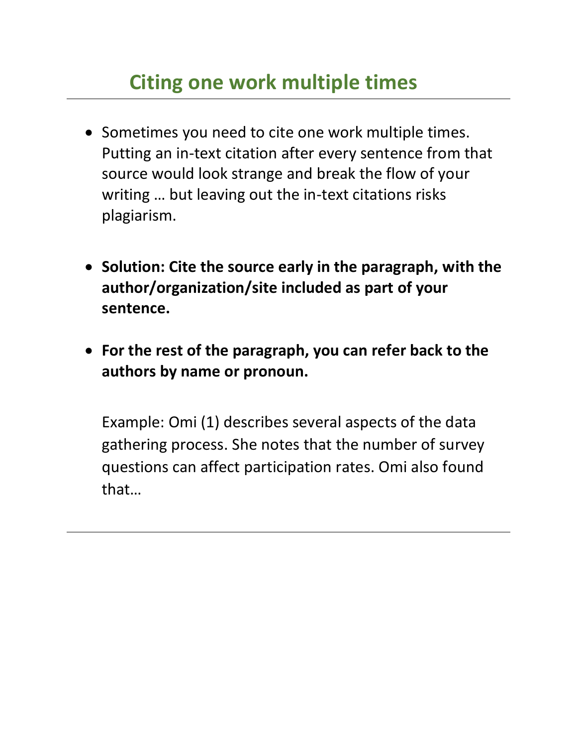# Citing one work multiple times

- Sometimes you need to cite one work multiple times. Putting an in-text citation after every sentence from that source would look strange and break the flow of your writing … but leaving out the in-text citations risks plagiarism.

- **Solution: Cite the source early in the paragraph, with the author/organization/site included as part of your sentence.**

- **For the rest of the paragraph, you can refer back to the authors by name or pronoun.**

  Example: Omi (1) describes several aspects of the data gathering process. She notes that the number of survey questions can affect participation rates. Omi also found that…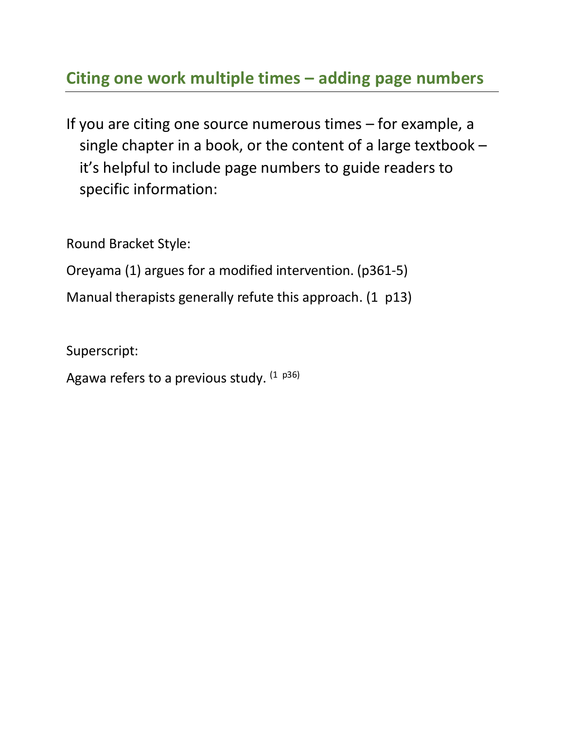## Citing one work multiple times – adding page numbers

If you are citing one source numerous times – for example, a single chapter in a book, or the content of a large textbook – it's helpful to include page numbers to guide readers to specific information:

Round Bracket Style:

Oreyama (1) argues for a modified intervention. (p361-5)

Manual therapists generally refute this approach. (1 p13)

Superscript:

Agawa refers to a previous study. (1 p36)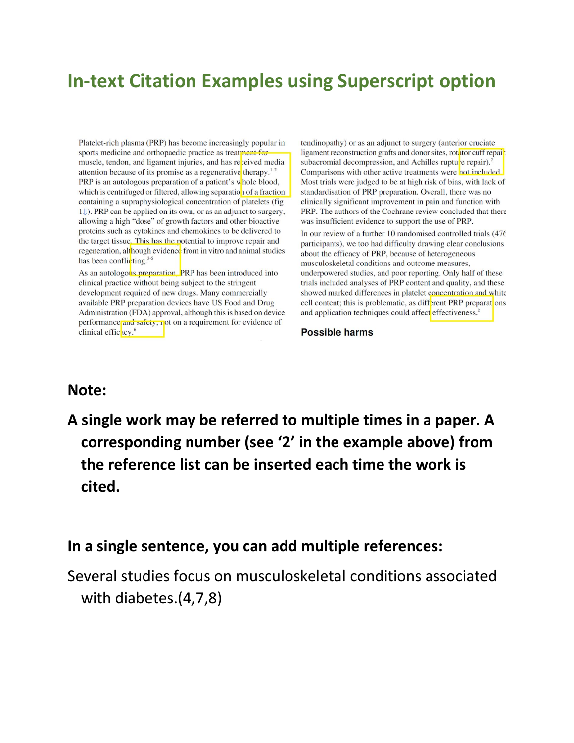## In-text Citation Examples using Superscript option

Platelet-rich plasma (PRP) has become increasingly popular in sports medicine and orthopaedic practice as treatment for muscle, tendon, and ligament injuries, and has received media attention because of its promise as a regenerative therapy.[1 2] PRP is an autologous preparation of a patient's whole blood, which is centrifuged or filtered, allowing separation of a fraction containing a supraphysiological concentration of platelets (fig 1⇓). PRP can be applied on its own, or as an adjunct to surgery, allowing a high "dose" of growth factors and other bioactive proteins such as cytokines and chemokines to be delivered to the target tissue. This has the potential to improve repair and regeneration, although evidence from in vitro and animal studies has been conflicting.[3-5]

As an autologous preparation, PRP has been introduced into clinical practice without being subject to the stringent development required of new drugs. Many commercially available PRP preparation devices have US Food and Drug Administration (FDA) approval, although this is based on device performance and safety, not on a requirement for evidence of clinical efficacy.[6]

tendinopathy) or as an adjunct to surgery (anterior cruciate ligament reconstruction grafts and donor sites, rotator cuff repair, subacromial decompression, and Achilles rupture repair).[7] Comparisons with other active treatments were not included. Most trials were judged to be at high risk of bias, with lack of standardisation of PRP preparation. Overall, there was no clinically significant improvement in pain and function with PRP. The authors of the Cochrane review concluded that there was insufficient evidence to support the use of PRP.

In our review of a further 10 randomised controlled trials (476 participants), we too had difficulty drawing clear conclusions about the efficacy of PRP, because of heterogeneous musculoskeletal conditions and outcome measures, underpowered studies, and poor reporting. Only half of these trials included analyses of PRP content and quality, and these showed marked differences in platelet concentration and white cell content; this is problematic, as different PRP preparations and application techniques could affect effectiveness.[2]

**Possible harms**

### Note:

**A single work may be referred to multiple times in a paper. A corresponding number (see '2' in the example above) from the reference list can be inserted each time the work is cited.**

### In a single sentence, you can add multiple references:

Several studies focus on musculoskeletal conditions associated with diabetes.(4,7,8)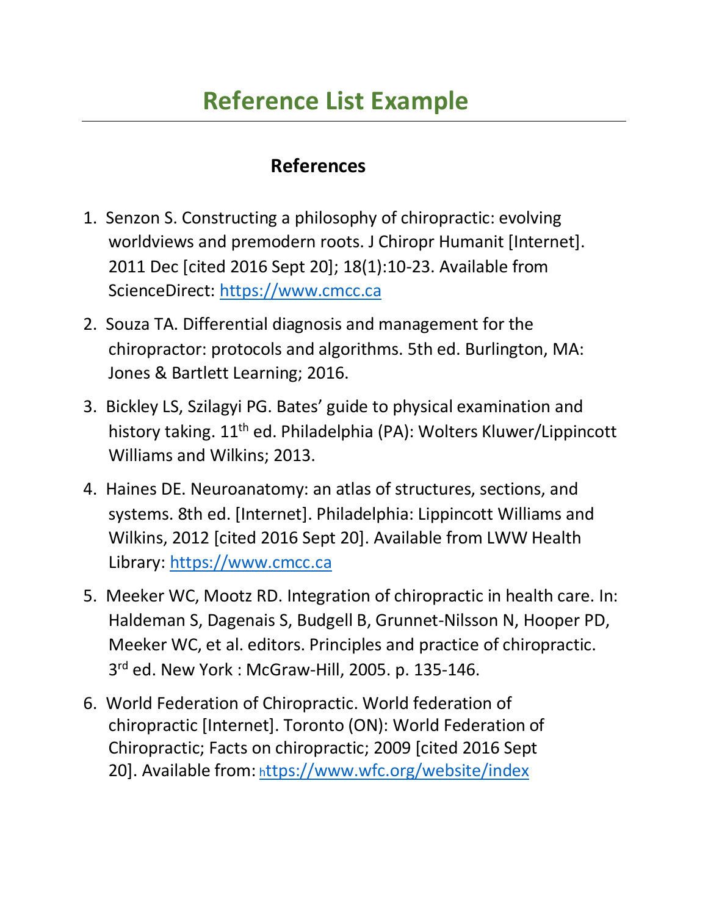# Reference List Example

## References

1. Senzon S. Constructing a philosophy of chiropractic: evolving worldviews and premodern roots. J Chiropr Humanit [Internet]. 2011 Dec [cited 2016 Sept 20]; 18(1):10-23. Available from ScienceDirect: https://www.cmcc.ca

2. Souza TA. Differential diagnosis and management for the chiropractor: protocols and algorithms. 5th ed. Burlington, MA: Jones & Bartlett Learning; 2016.

3. Bickley LS, Szilagyi PG. Bates' guide to physical examination and history taking. 11th ed. Philadelphia (PA): Wolters Kluwer/Lippincott Williams and Wilkins; 2013.

4. Haines DE. Neuroanatomy: an atlas of structures, sections, and systems. 8th ed. [Internet]. Philadelphia: Lippincott Williams and Wilkins, 2012 [cited 2016 Sept 20]. Available from LWW Health Library: https://www.cmcc.ca

5. Meeker WC, Mootz RD. Integration of chiropractic in health care. In: Haldeman S, Dagenais S, Budgell B, Grunnet-Nilsson N, Hooper PD, Meeker WC, et al. editors. Principles and practice of chiropractic. 3rd ed. New York : McGraw-Hill, 2005. p. 135-146.

6. World Federation of Chiropractic. World federation of chiropractic [Internet]. Toronto (ON): World Federation of Chiropractic; Facts on chiropractic; 2009 [cited 2016 Sept 20]. Available from: https://www.wfc.org/website/index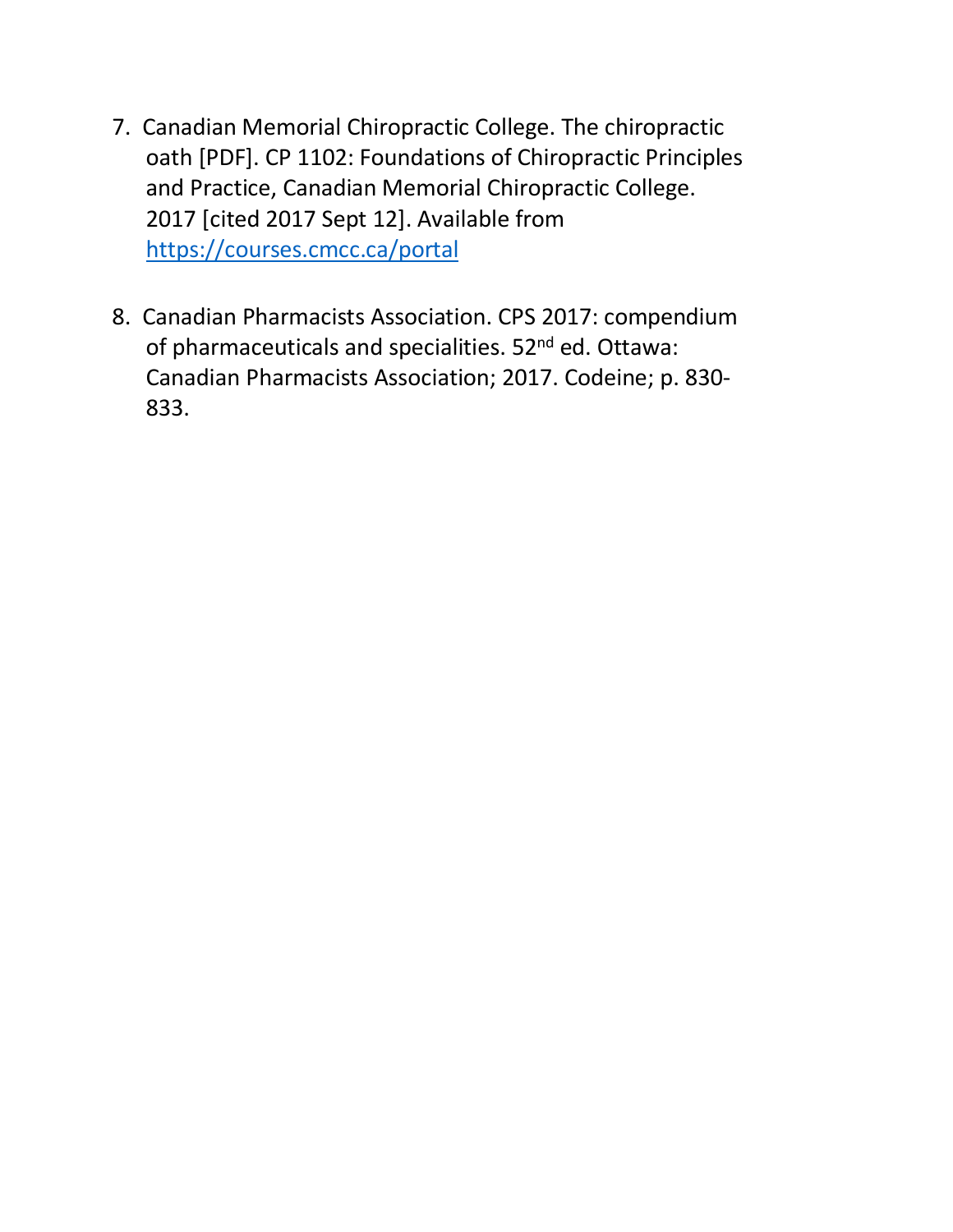7. Canadian Memorial Chiropractic College. The chiropractic oath [PDF]. CP 1102: Foundations of Chiropractic Principles and Practice, Canadian Memorial Chiropractic College. 2017 [cited 2017 Sept 12]. Available from https://courses.cmcc.ca/portal

8. Canadian Pharmacists Association. CPS 2017: compendium of pharmaceuticals and specialities. 52nd ed. Ottawa: Canadian Pharmacists Association; 2017. Codeine; p. 830-833.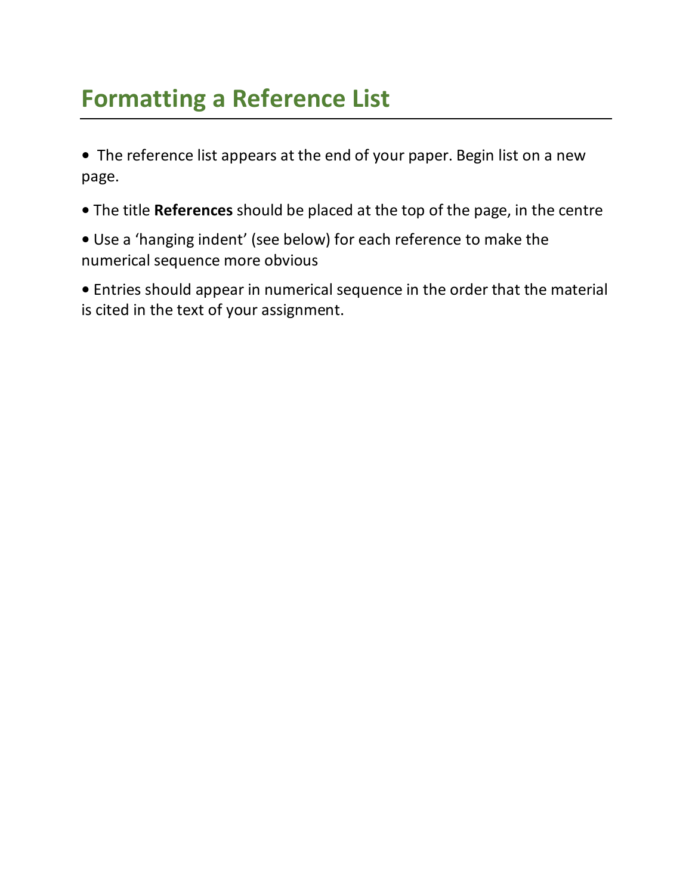## Formatting a Reference List

- The reference list appears at the end of your paper. Begin list on a new page.
- The title **References** should be placed at the top of the page, in the centre
- Use a 'hanging indent' (see below) for each reference to make the numerical sequence more obvious
- Entries should appear in numerical sequence in the order that the material is cited in the text of your assignment.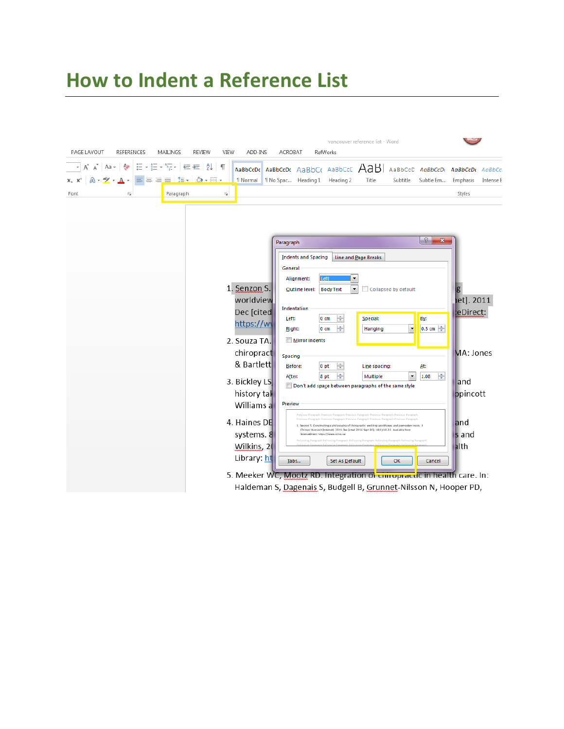# How to Indent a Reference List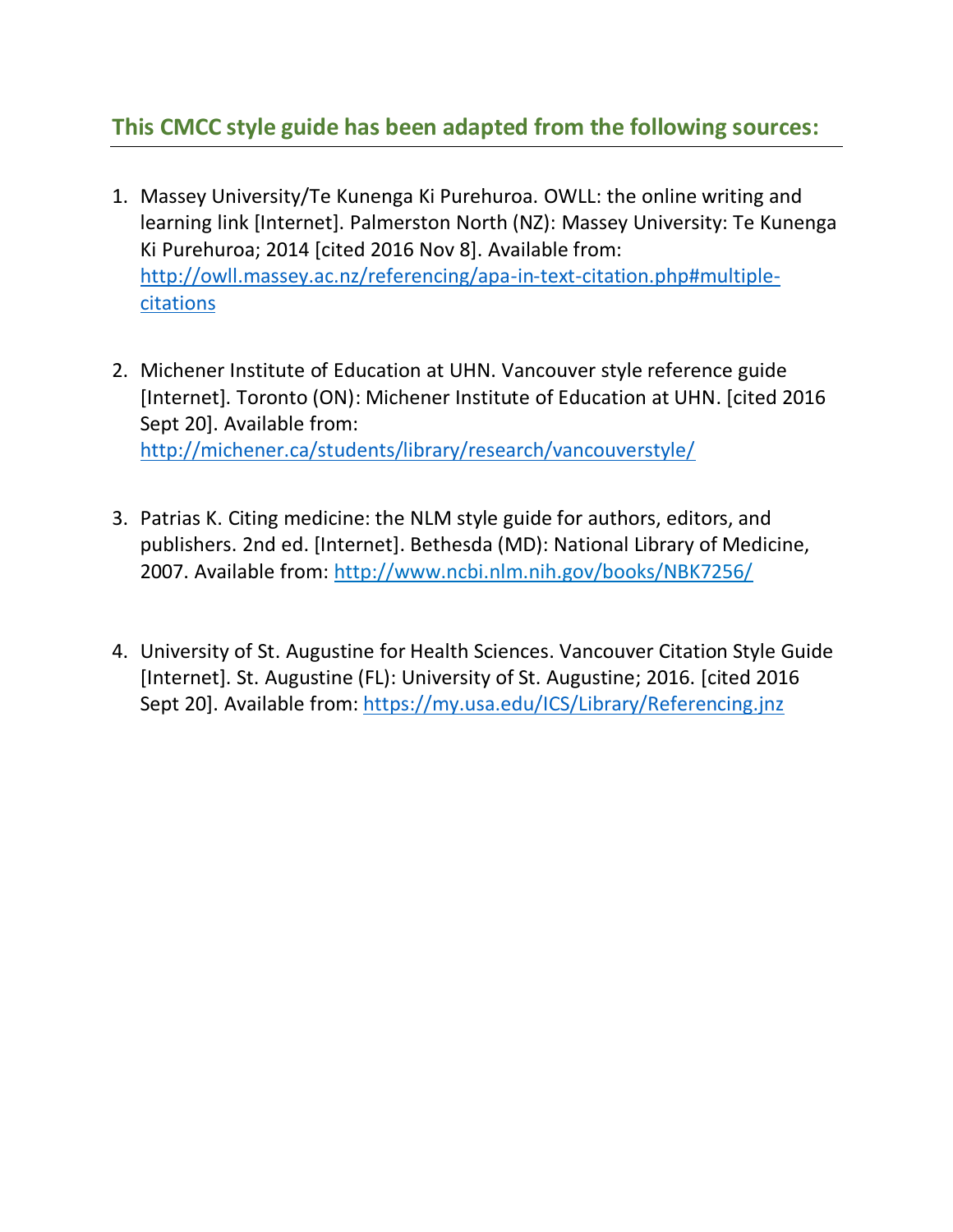## This CMCC style guide has been adapted from the following sources:

1. Massey University/Te Kunenga Ki Purehuroa. OWLL: the online writing and learning link [Internet]. Palmerston North (NZ): Massey University: Te Kunenga Ki Purehuroa; 2014 [cited 2016 Nov 8]. Available from: http://owll.massey.ac.nz/referencing/apa-in-text-citation.php#multiple-citations

2. Michener Institute of Education at UHN. Vancouver style reference guide [Internet]. Toronto (ON): Michener Institute of Education at UHN. [cited 2016 Sept 20]. Available from: http://michener.ca/students/library/research/vancouverstyle/

3. Patrias K. Citing medicine: the NLM style guide for authors, editors, and publishers. 2nd ed. [Internet]. Bethesda (MD): National Library of Medicine, 2007. Available from: http://www.ncbi.nlm.nih.gov/books/NBK7256/

4. University of St. Augustine for Health Sciences. Vancouver Citation Style Guide [Internet]. St. Augustine (FL): University of St. Augustine; 2016. [cited 2016 Sept 20]. Available from: https://my.usa.edu/ICS/Library/Referencing.jnz